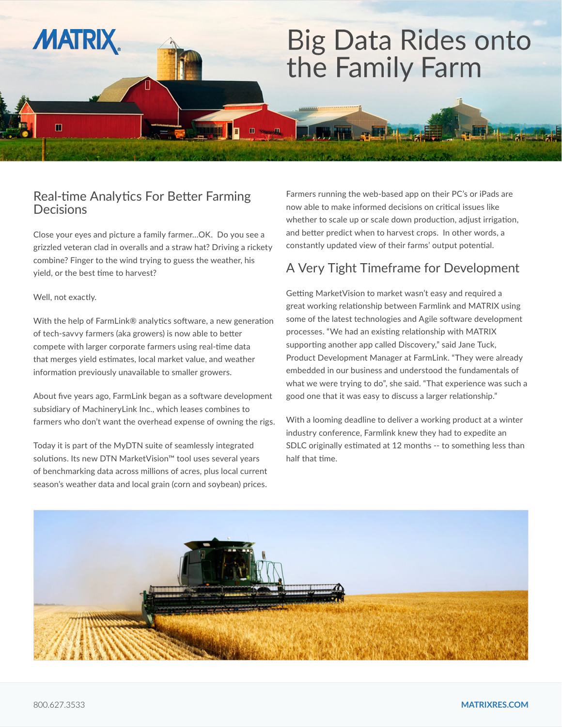# Big Data Rides onto the Family Farm

## Real-time Analytics For Better Farming Decisions

Close your eyes and picture a family farmer...OK. Do you see a grizzled veteran clad in overalls and a straw hat? Driving a rickety combine? Finger to the wind trying to guess the weather, his yield, or the best time to harvest?

Well, not exactly.

With the help of FarmLink® analytics software, a new generation of tech-savvy farmers (aka growers) is now able to better compete with larger corporate farmers using real-time data that merges yield estimates, local market value, and weather information previously unavailable to smaller growers.

About five years ago, FarmLink began as a software development subsidiary of MachineryLink Inc., which leases combines to farmers who don't want the overhead expense of owning the rigs.

Today it is part of the MyDTN suite of seamlessly integrated solutions. Its new DTN MarketVision™ tool uses several years of benchmarking data across millions of acres, plus local current season's weather data and local grain (corn and soybean) prices.

Farmers running the web-based app on their PC's or iPads are now able to make informed decisions on critical issues like whether to scale up or scale down production, adjust irrigation, and better predict when to harvest crops. In other words, a constantly updated view of their farms' output potential.

## A Very Tight Timeframe for Development

Getting MarketVision to market wasn't easy and required a great working relationship between Farmlink and MATRIX using some of the latest technologies and Agile software development processes. "We had an existing relationship with MATRIX supporting another app called Discovery," said Jane Tuck, Product Development Manager at FarmLink. "They were already embedded in our business and understood the fundamentals of what we were trying to do", she said. "That experience was such a good one that it was easy to discuss a larger relationship."

With a looming deadline to deliver a working product at a winter industry conference, Farmlink knew they had to expedite an SDLC originally estimated at 12 months -- to something less than half that time.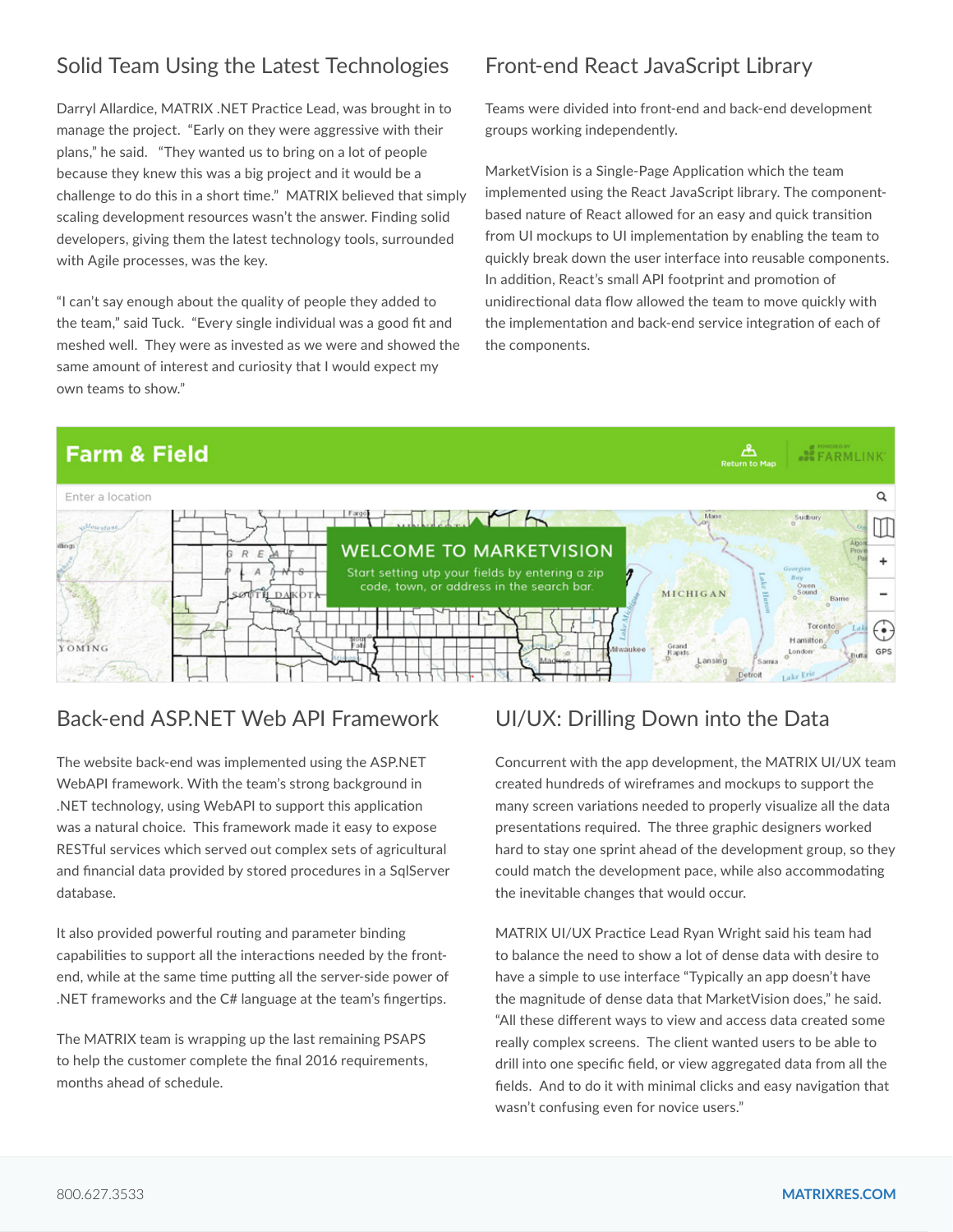## Solid Team Using the Latest Technologies

Darryl Allardice, MATRIX .NET Practice Lead, was brought in to manage the project. "Early on they were aggressive with their plans," he said. "They wanted us to bring on a lot of people because they knew this was a big project and it would be a challenge to do this in a short time." MATRIX believed that simply scaling development resources wasn't the answer. Finding solid developers, giving them the latest technology tools, surrounded with Agile processes, was the key.

"I can't say enough about the quality of people they added to the team," said Tuck. "Every single individual was a good fit and meshed well. They were as invested as we were and showed the same amount of interest and curiosity that I would expect my own teams to show."

## Front-end React JavaScript Library

Teams were divided into front-end and back-end development groups working independently.

MarketVision is a Single-Page Application which the team implemented using the React JavaScript library. The component-based nature of React allowed for an easy and quick transition from UI mockups to UI implementation by enabling the team to quickly break down the user interface into reusable components. In addition, React's small API footprint and promotion of unidirectional data flow allowed the team to move quickly with the implementation and back-end service integration of each of the components.

## Back-end ASP.NET Web API Framework

The website back-end was implemented using the ASP.NET WebAPI framework. With the team's strong background in .NET technology, using WebAPI to support this application was a natural choice. This framework made it easy to expose RESTful services which served out complex sets of agricultural and financial data provided by stored procedures in a SqlServer database.

It also provided powerful routing and parameter binding capabilities to support all the interactions needed by the front-end, while at the same time putting all the server-side power of .NET frameworks and the C# language at the team's fingertips.

The MATRIX team is wrapping up the last remaining PSAPS to help the customer complete the final 2016 requirements, months ahead of schedule.

## UI/UX: Drilling Down into the Data

Concurrent with the app development, the MATRIX UI/UX team created hundreds of wireframes and mockups to support the many screen variations needed to properly visualize all the data presentations required. The three graphic designers worked hard to stay one sprint ahead of the development group, so they could match the development pace, while also accommodating the inevitable changes that would occur.

MATRIX UI/UX Practice Lead Ryan Wright said his team had to balance the need to show a lot of dense data with desire to have a simple to use interface "Typically an app doesn't have the magnitude of dense data that MarketVision does," he said. "All these different ways to view and access data created some really complex screens. The client wanted users to be able to drill into one specific field, or view aggregated data from all the fields. And to do it with minimal clicks and easy navigation that wasn't confusing even for novice users."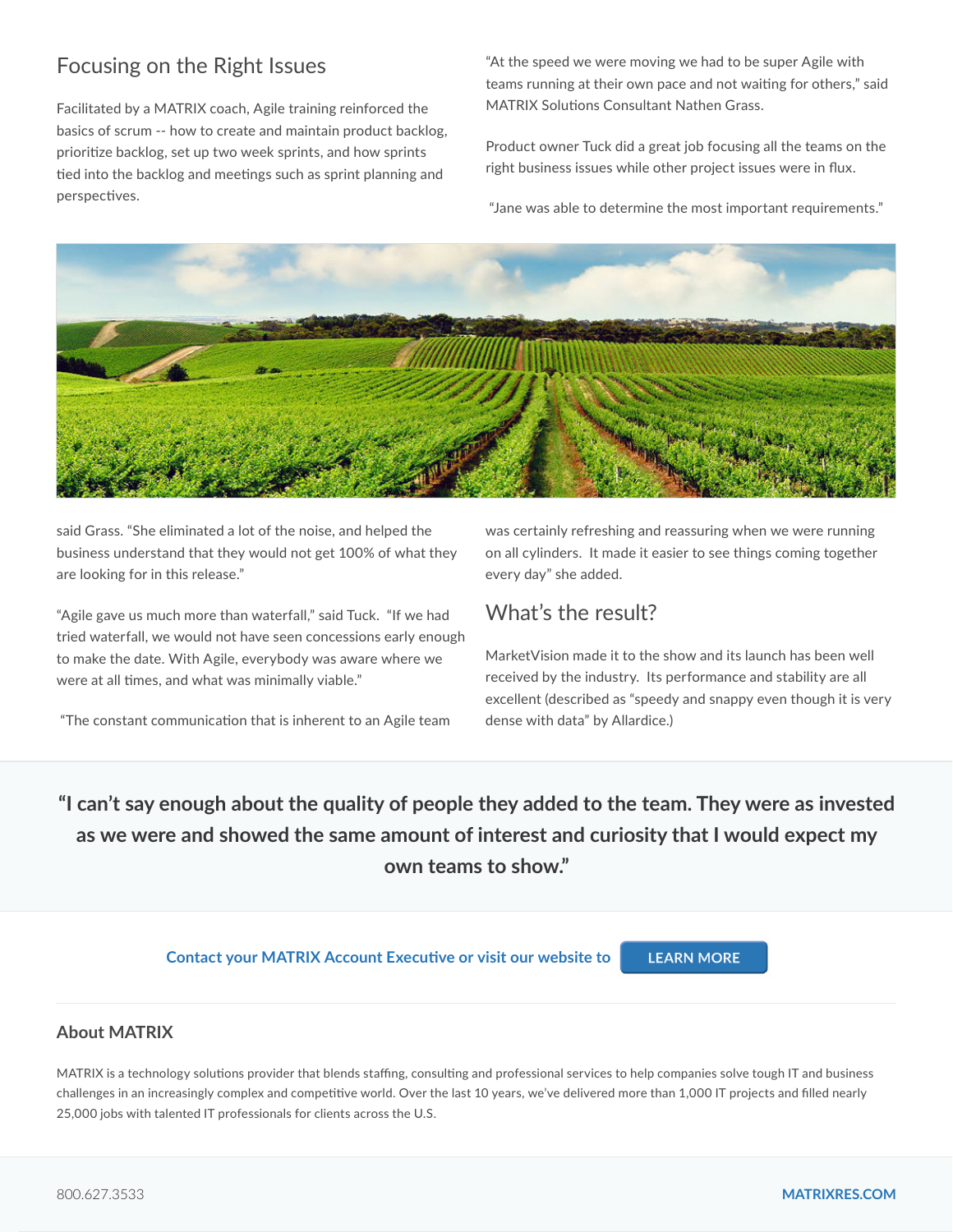## Focusing on the Right Issues

Facilitated by a MATRIX coach, Agile training reinforced the basics of scrum -- how to create and maintain product backlog, prioritize backlog, set up two week sprints, and how sprints tied into the backlog and meetings such as sprint planning and perspectives.

"At the speed we were moving we had to be super Agile with teams running at their own pace and not waiting for others," said MATRIX Solutions Consultant Nathen Grass.

Product owner Tuck did a great job focusing all the teams on the right business issues while other project issues were in flux.

"Jane was able to determine the most important requirements," said Grass. "She eliminated a lot of the noise, and helped the business understand that they would not get 100% of what they are looking for in this release."

"Agile gave us much more than waterfall," said Tuck. "If we had tried waterfall, we would not have seen concessions early enough to make the date. With Agile, everybody was aware where we were at all times, and what was minimally viable."

"The constant communication that is inherent to an Agile team was certainly refreshing and reassuring when we were running on all cylinders. It made it easier to see things coming together every day" she added.

## What's the result?

MarketVision made it to the show and its launch has been well received by the industry. Its performance and stability are all excellent (described as "speedy and snappy even though it is very dense with data" by Allardice.)

**"I can't say enough about the quality of people they added to the team. They were as invested as we were and showed the same amount of interest and curiosity that I would expect my own teams to show."**

**Contact your MATRIX Account Executive or visit our website to** LEARN MORE

### About MATRIX

MATRIX is a technology solutions provider that blends staffing, consulting and professional services to help companies solve tough IT and business challenges in an increasingly complex and competitive world. Over the last 10 years, we've delivered more than 1,000 IT projects and filled nearly 25,000 jobs with talented IT professionals for clients across the U.S.

800.627.3533

**MATRIXRES.COM**